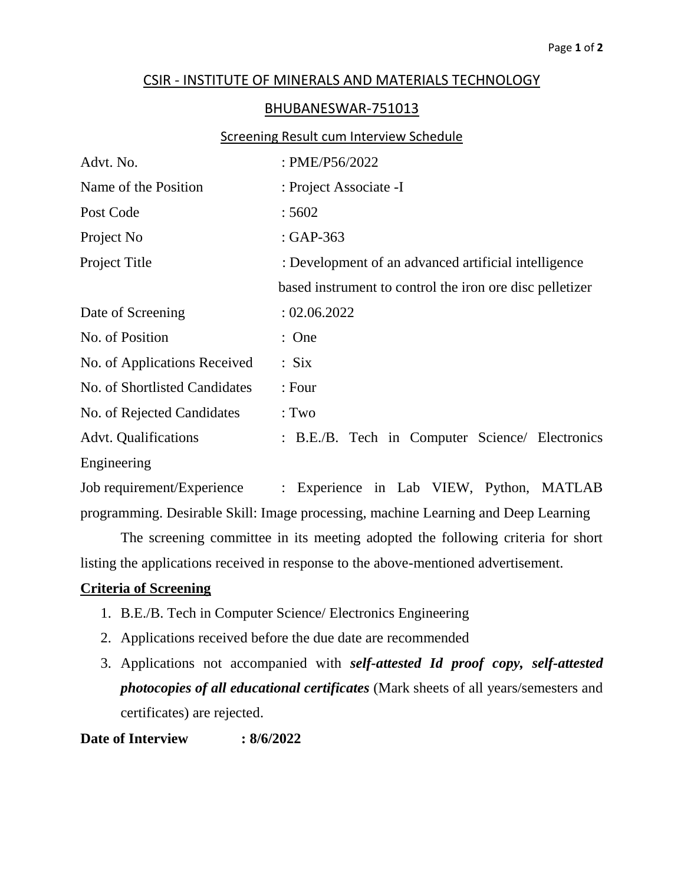## CSIR - INSTITUTE OF MINERALS AND MATERIALS TECHNOLOGY

## BHUBANESWAR-751013

### Screening Result cum Interview Schedule

| | |
|---|---|
| Advt. No. | : PME/P56/2022 |
| Name of the Position | : Project Associate -I |
| Post Code | : 5602 |
| Project No | : GAP-363 |
| Project Title | : Development of an advanced artificial intelligence based instrument to control the iron ore disc pelletizer |
| Date of Screening | : 02.06.2022 |
| No. of Position | : One |
| No. of Applications Received | : Six |
| No. of Shortlisted Candidates | : Four |
| No. of Rejected Candidates | : Two |
| Advt. Qualifications | : B.E./B. Tech in Computer Science/ Electronics Engineering |
| Job requirement/Experience | : Experience in Lab VIEW, Python, MATLAB programming. Desirable Skill: Image processing, machine Learning and Deep Learning |

The screening committee in its meeting adopted the following criteria for short listing the applications received in response to the above-mentioned advertisement.

**Criteria of Screening**

1. B.E./B. Tech in Computer Science/ Electronics Engineering
2. Applications received before the due date are recommended
3. Applications not accompanied with ***self-attested Id proof copy, self-attested photocopies of all educational certificates*** (Mark sheets of all years/semesters and certificates) are rejected.

**Date of Interview : 8/6/2022**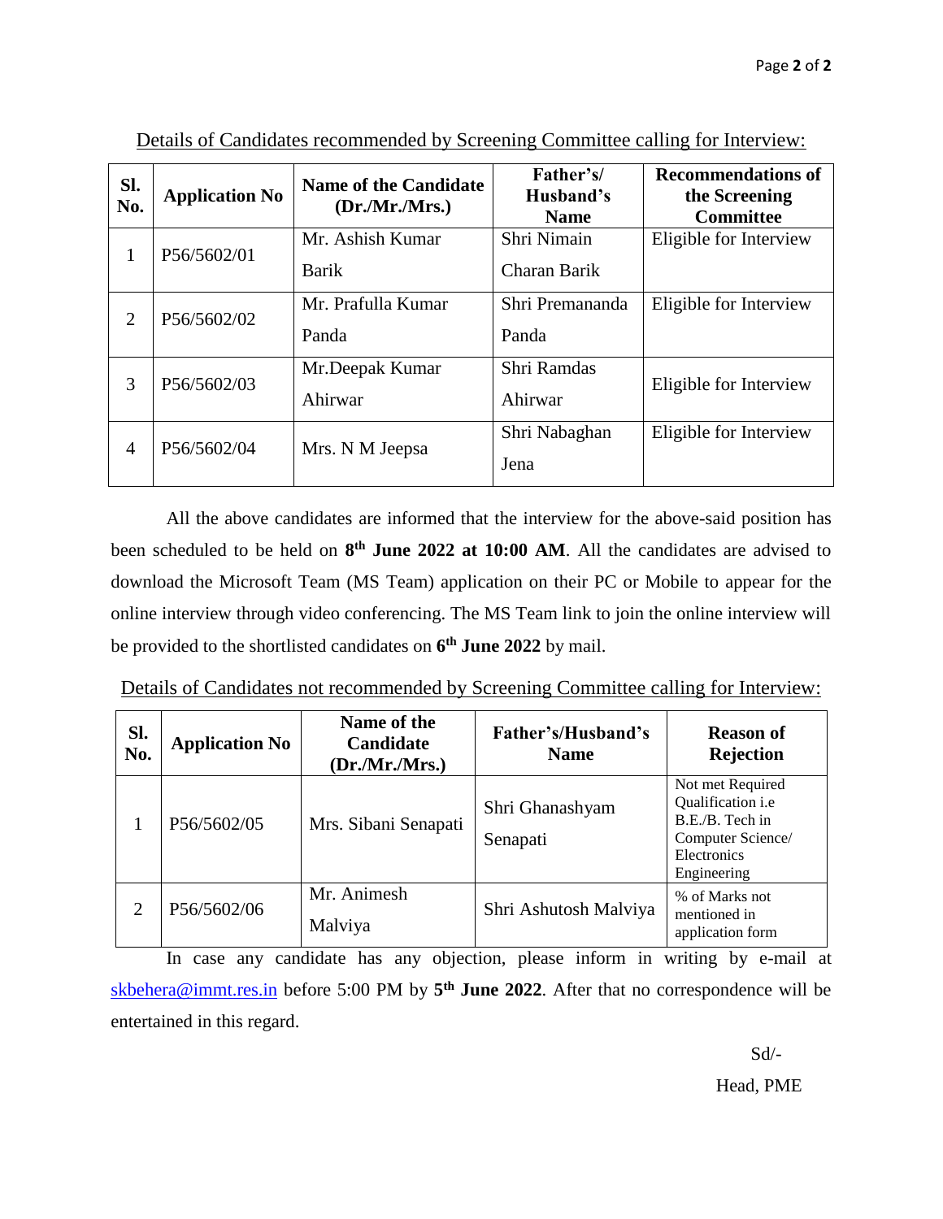Details of Candidates recommended by Screening Committee calling for Interview:

| Sl. No. | Application No | Name of the Candidate (Dr./Mr./Mrs.) | Father's/ Husband's Name | Recommendations of the Screening Committee |
|---|---|---|---|---|
| 1 | P56/5602/01 | Mr. Ashish Kumar Barik | Shri Nimain Charan Barik | Eligible for Interview |
| 2 | P56/5602/02 | Mr. Prafulla Kumar Panda | Shri Premananda Panda | Eligible for Interview |
| 3 | P56/5602/03 | Mr.Deepak Kumar Ahirwar | Shri Ramdas Ahirwar | Eligible for Interview |
| 4 | P56/5602/04 | Mrs. N M Jeepsa | Shri Nabaghan Jena | Eligible for Interview |

All the above candidates are informed that the interview for the above-said position has been scheduled to be held on **8th June 2022 at 10:00 AM**. All the candidates are advised to download the Microsoft Team (MS Team) application on their PC or Mobile to appear for the online interview through video conferencing. The MS Team link to join the online interview will be provided to the shortlisted candidates on **6th June 2022** by mail.

Details of Candidates not recommended by Screening Committee calling for Interview:

| Sl. No. | Application No | Name of the Candidate (Dr./Mr./Mrs.) | Father's/Husband's Name | Reason of Rejection |
|---|---|---|---|---|
| 1 | P56/5602/05 | Mrs. Sibani Senapati | Shri Ghanashyam Senapati | Not met Required Qualification i.e B.E./B. Tech in Computer Science/ Electronics Engineering |
| 2 | P56/5602/06 | Mr. Animesh Malviya | Shri Ashutosh Malviya | % of Marks not mentioned in application form |

In case any candidate has any objection, please inform in writing by e-mail at skbehera@immt.res.in before 5:00 PM by **5th June 2022**. After that no correspondence will be entertained in this regard.

Sd/-

Head, PME